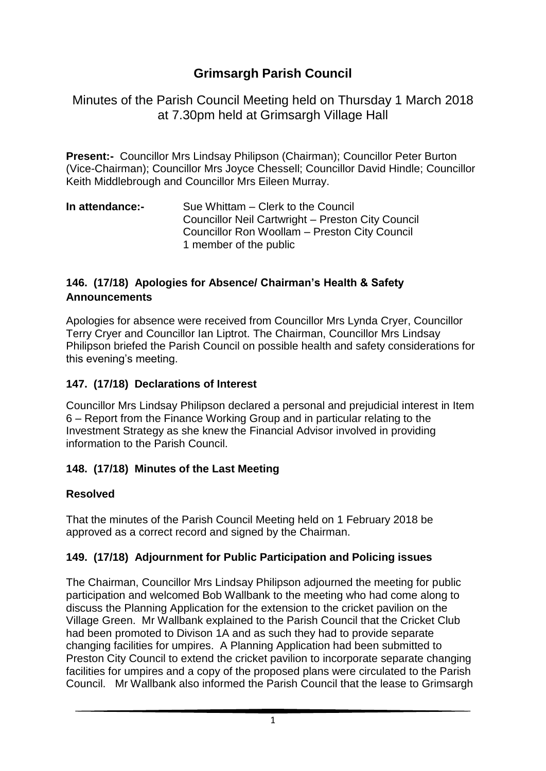# Grimsargh Parish Council

Minutes of the Parish Council Meeting held on Thursday 1 March 2018 at 7.30pm held at Grimsargh Village Hall

**Present:-** Councillor Mrs Lindsay Philipson (Chairman); Councillor Peter Burton (Vice-Chairman); Councillor Mrs Joyce Chessell; Councillor David Hindle; Councillor Keith Middlebrough and Councillor Mrs Eileen Murray.

**In attendance:-** Sue Whittam – Clerk to the Council
Councillor Neil Cartwright – Preston City Council
Councillor Ron Woollam – Preston City Council
1 member of the public

## 146. (17/18) Apologies for Absence/ Chairman's Health & Safety Announcements

Apologies for absence were received from Councillor Mrs Lynda Cryer, Councillor Terry Cryer and Councillor Ian Liptrot. The Chairman, Councillor Mrs Lindsay Philipson briefed the Parish Council on possible health and safety considerations for this evening's meeting.

## 147. (17/18) Declarations of Interest

Councillor Mrs Lindsay Philipson declared a personal and prejudicial interest in Item 6 – Report from the Finance Working Group and in particular relating to the Investment Strategy as she knew the Financial Advisor involved in providing information to the Parish Council.

## 148. (17/18) Minutes of the Last Meeting

### Resolved

That the minutes of the Parish Council Meeting held on 1 February 2018 be approved as a correct record and signed by the Chairman.

## 149. (17/18) Adjournment for Public Participation and Policing issues

The Chairman, Councillor Mrs Lindsay Philipson adjourned the meeting for public participation and welcomed Bob Wallbank to the meeting who had come along to discuss the Planning Application for the extension to the cricket pavilion on the Village Green. Mr Wallbank explained to the Parish Council that the Cricket Club had been promoted to Divison 1A and as such they had to provide separate changing facilities for umpires. A Planning Application had been submitted to Preston City Council to extend the cricket pavilion to incorporate separate changing facilities for umpires and a copy of the proposed plans were circulated to the Parish Council. Mr Wallbank also informed the Parish Council that the lease to Grimsargh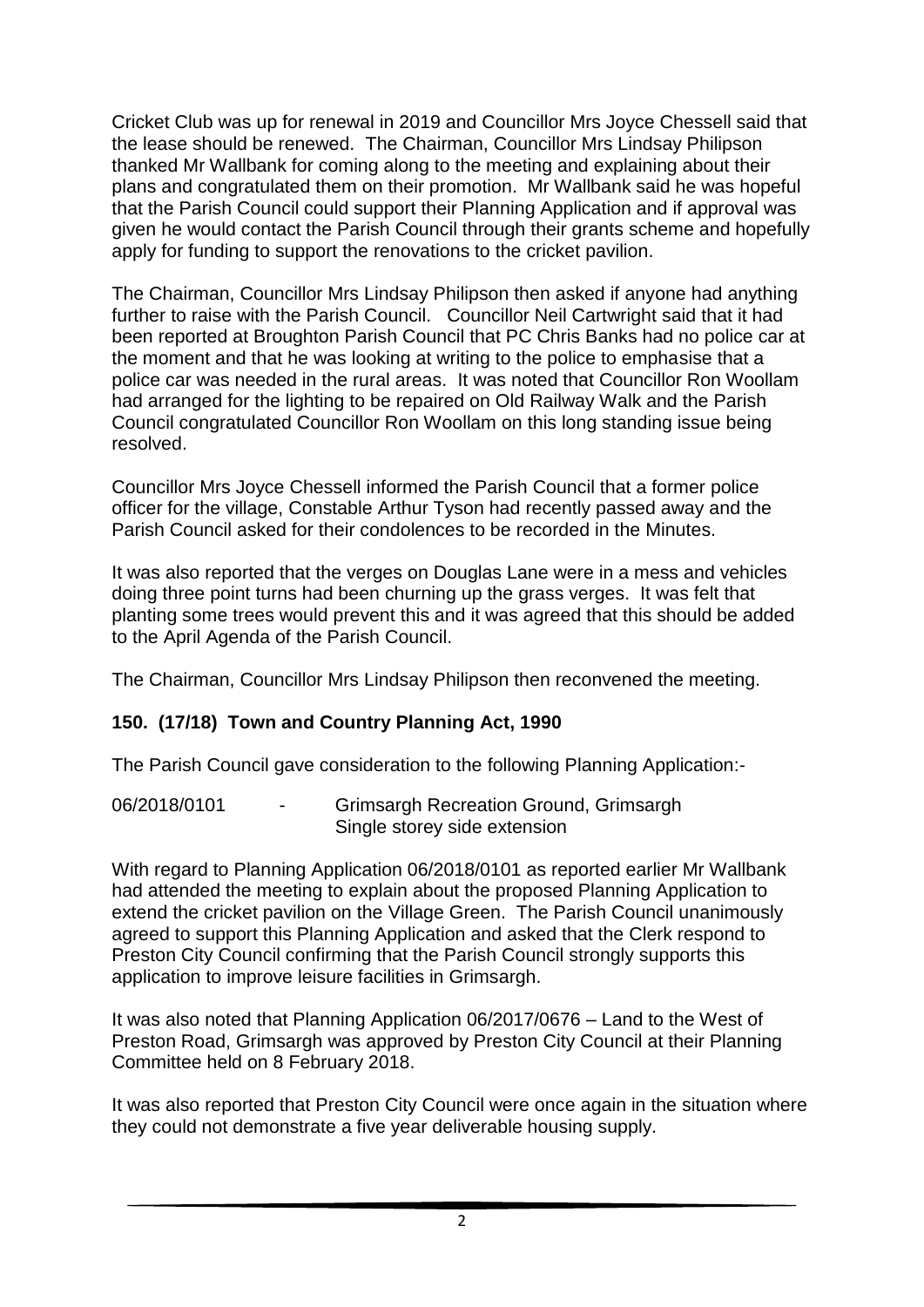Cricket Club was up for renewal in 2019 and Councillor Mrs Joyce Chessell said that the lease should be renewed. The Chairman, Councillor Mrs Lindsay Philipson thanked Mr Wallbank for coming along to the meeting and explaining about their plans and congratulated them on their promotion. Mr Wallbank said he was hopeful that the Parish Council could support their Planning Application and if approval was given he would contact the Parish Council through their grants scheme and hopefully apply for funding to support the renovations to the cricket pavilion.

The Chairman, Councillor Mrs Lindsay Philipson then asked if anyone had anything further to raise with the Parish Council. Councillor Neil Cartwright said that it had been reported at Broughton Parish Council that PC Chris Banks had no police car at the moment and that he was looking at writing to the police to emphasise that a police car was needed in the rural areas. It was noted that Councillor Ron Woollam had arranged for the lighting to be repaired on Old Railway Walk and the Parish Council congratulated Councillor Ron Woollam on this long standing issue being resolved.

Councillor Mrs Joyce Chessell informed the Parish Council that a former police officer for the village, Constable Arthur Tyson had recently passed away and the Parish Council asked for their condolences to be recorded in the Minutes.

It was also reported that the verges on Douglas Lane were in a mess and vehicles doing three point turns had been churning up the grass verges. It was felt that planting some trees would prevent this and it was agreed that this should be added to the April Agenda of the Parish Council.

The Chairman, Councillor Mrs Lindsay Philipson then reconvened the meeting.

## 150. (17/18) Town and Country Planning Act, 1990

The Parish Council gave consideration to the following Planning Application:-

06/2018/0101 - Grimsargh Recreation Ground, Grimsargh
Single storey side extension

With regard to Planning Application 06/2018/0101 as reported earlier Mr Wallbank had attended the meeting to explain about the proposed Planning Application to extend the cricket pavilion on the Village Green. The Parish Council unanimously agreed to support this Planning Application and asked that the Clerk respond to Preston City Council confirming that the Parish Council strongly supports this application to improve leisure facilities in Grimsargh.

It was also noted that Planning Application 06/2017/0676 – Land to the West of Preston Road, Grimsargh was approved by Preston City Council at their Planning Committee held on 8 February 2018.

It was also reported that Preston City Council were once again in the situation where they could not demonstrate a five year deliverable housing supply.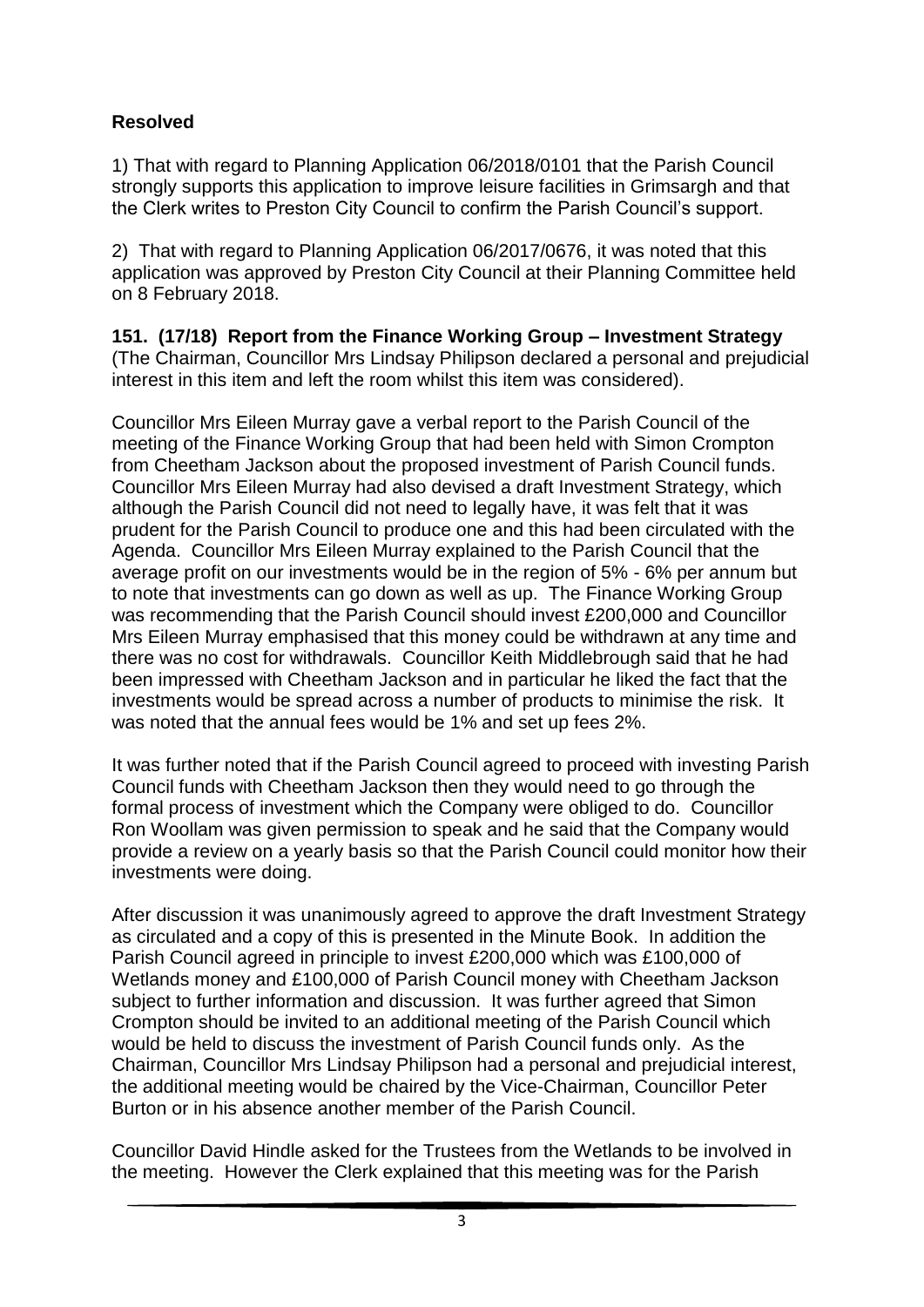**Resolved**

1) That with regard to Planning Application 06/2018/0101 that the Parish Council strongly supports this application to improve leisure facilities in Grimsargh and that the Clerk writes to Preston City Council to confirm the Parish Council's support.

2) That with regard to Planning Application 06/2017/0676, it was noted that this application was approved by Preston City Council at their Planning Committee held on 8 February 2018.

**151. (17/18) Report from the Finance Working Group – Investment Strategy**
(The Chairman, Councillor Mrs Lindsay Philipson declared a personal and prejudicial interest in this item and left the room whilst this item was considered).

Councillor Mrs Eileen Murray gave a verbal report to the Parish Council of the meeting of the Finance Working Group that had been held with Simon Crompton from Cheetham Jackson about the proposed investment of Parish Council funds. Councillor Mrs Eileen Murray had also devised a draft Investment Strategy, which although the Parish Council did not need to legally have, it was felt that it was prudent for the Parish Council to produce one and this had been circulated with the Agenda. Councillor Mrs Eileen Murray explained to the Parish Council that the average profit on our investments would be in the region of 5% - 6% per annum but to note that investments can go down as well as up. The Finance Working Group was recommending that the Parish Council should invest £200,000 and Councillor Mrs Eileen Murray emphasised that this money could be withdrawn at any time and there was no cost for withdrawals. Councillor Keith Middlebrough said that he had been impressed with Cheetham Jackson and in particular he liked the fact that the investments would be spread across a number of products to minimise the risk. It was noted that the annual fees would be 1% and set up fees 2%.

It was further noted that if the Parish Council agreed to proceed with investing Parish Council funds with Cheetham Jackson then they would need to go through the formal process of investment which the Company were obliged to do. Councillor Ron Woollam was given permission to speak and he said that the Company would provide a review on a yearly basis so that the Parish Council could monitor how their investments were doing.

After discussion it was unanimously agreed to approve the draft Investment Strategy as circulated and a copy of this is presented in the Minute Book. In addition the Parish Council agreed in principle to invest £200,000 which was £100,000 of Wetlands money and £100,000 of Parish Council money with Cheetham Jackson subject to further information and discussion. It was further agreed that Simon Crompton should be invited to an additional meeting of the Parish Council which would be held to discuss the investment of Parish Council funds only. As the Chairman, Councillor Mrs Lindsay Philipson had a personal and prejudicial interest, the additional meeting would be chaired by the Vice-Chairman, Councillor Peter Burton or in his absence another member of the Parish Council.

Councillor David Hindle asked for the Trustees from the Wetlands to be involved in the meeting. However the Clerk explained that this meeting was for the Parish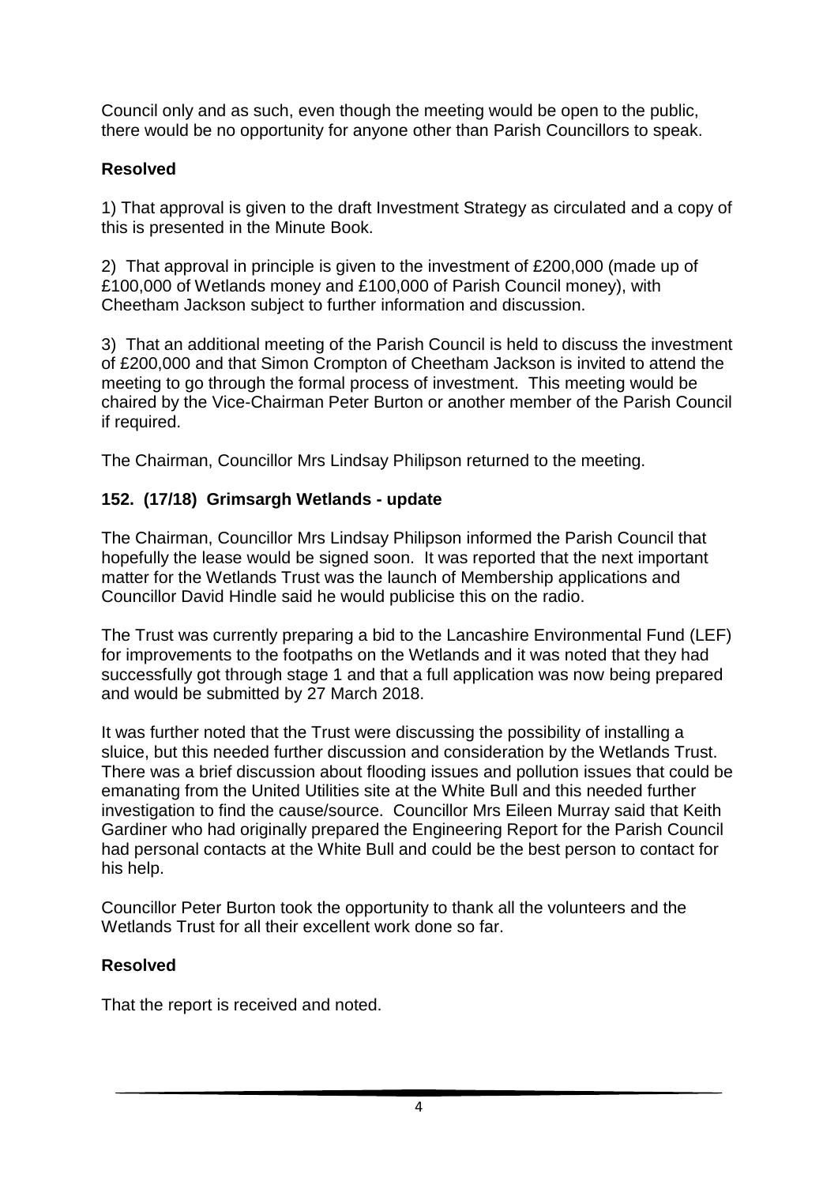Council only and as such, even though the meeting would be open to the public, there would be no opportunity for anyone other than Parish Councillors to speak.

**Resolved**

1) That approval is given to the draft Investment Strategy as circulated and a copy of this is presented in the Minute Book.

2) That approval in principle is given to the investment of £200,000 (made up of £100,000 of Wetlands money and £100,000 of Parish Council money), with Cheetham Jackson subject to further information and discussion.

3) That an additional meeting of the Parish Council is held to discuss the investment of £200,000 and that Simon Crompton of Cheetham Jackson is invited to attend the meeting to go through the formal process of investment. This meeting would be chaired by the Vice-Chairman Peter Burton or another member of the Parish Council if required.

The Chairman, Councillor Mrs Lindsay Philipson returned to the meeting.

### 152. (17/18) Grimsargh Wetlands - update

The Chairman, Councillor Mrs Lindsay Philipson informed the Parish Council that hopefully the lease would be signed soon. It was reported that the next important matter for the Wetlands Trust was the launch of Membership applications and Councillor David Hindle said he would publicise this on the radio.

The Trust was currently preparing a bid to the Lancashire Environmental Fund (LEF) for improvements to the footpaths on the Wetlands and it was noted that they had successfully got through stage 1 and that a full application was now being prepared and would be submitted by 27 March 2018.

It was further noted that the Trust were discussing the possibility of installing a sluice, but this needed further discussion and consideration by the Wetlands Trust. There was a brief discussion about flooding issues and pollution issues that could be emanating from the United Utilities site at the White Bull and this needed further investigation to find the cause/source. Councillor Mrs Eileen Murray said that Keith Gardiner who had originally prepared the Engineering Report for the Parish Council had personal contacts at the White Bull and could be the best person to contact for his help.

Councillor Peter Burton took the opportunity to thank all the volunteers and the Wetlands Trust for all their excellent work done so far.

**Resolved**

That the report is received and noted.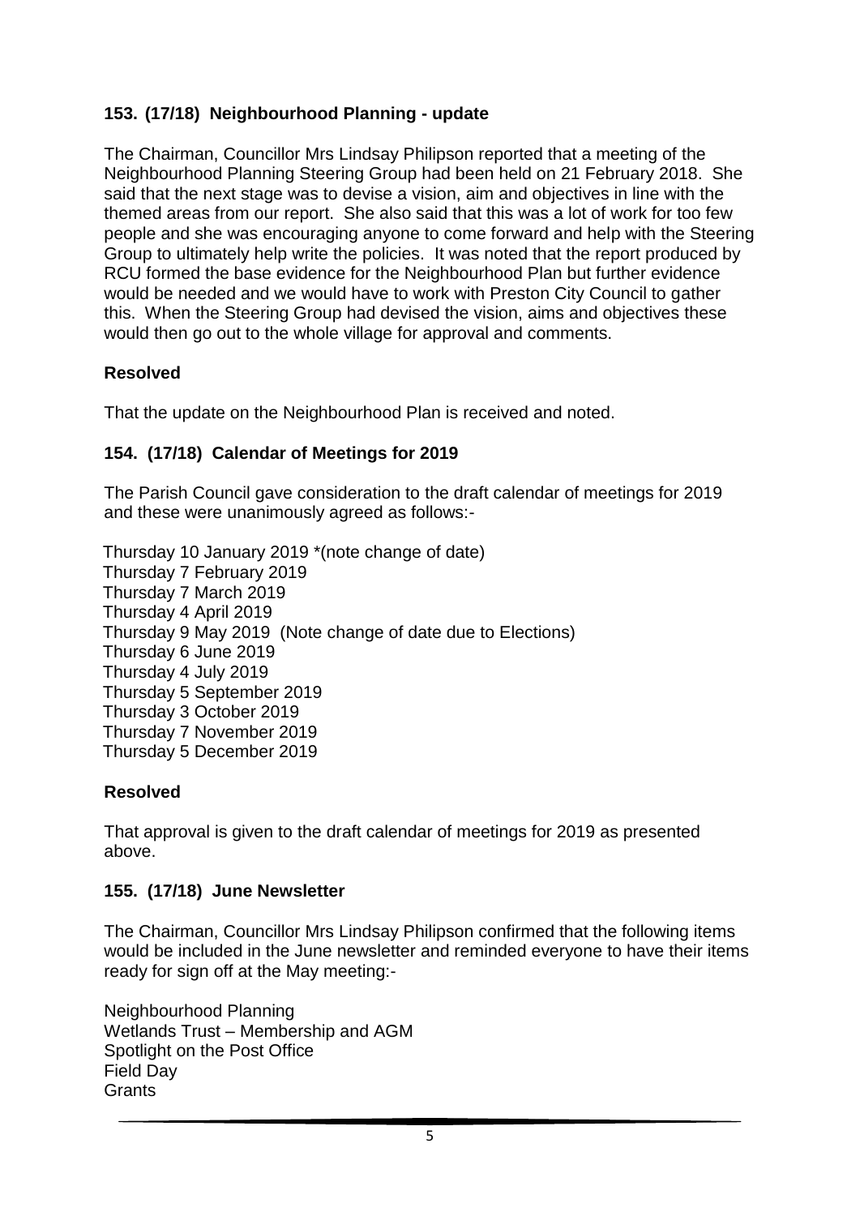### 153. (17/18) Neighbourhood Planning - update

The Chairman, Councillor Mrs Lindsay Philipson reported that a meeting of the Neighbourhood Planning Steering Group had been held on 21 February 2018. She said that the next stage was to devise a vision, aim and objectives in line with the themed areas from our report. She also said that this was a lot of work for too few people and she was encouraging anyone to come forward and help with the Steering Group to ultimately help write the policies. It was noted that the report produced by RCU formed the base evidence for the Neighbourhood Plan but further evidence would be needed and we would have to work with Preston City Council to gather this. When the Steering Group had devised the vision, aims and objectives these would then go out to the whole village for approval and comments.

**Resolved**

That the update on the Neighbourhood Plan is received and noted.

### 154. (17/18) Calendar of Meetings for 2019

The Parish Council gave consideration to the draft calendar of meetings for 2019 and these were unanimously agreed as follows:-

Thursday 10 January 2019 *(note change of date)
Thursday 7 February 2019
Thursday 7 March 2019
Thursday 4 April 2019
Thursday 9 May 2019 (Note change of date due to Elections)
Thursday 6 June 2019
Thursday 4 July 2019
Thursday 5 September 2019
Thursday 3 October 2019
Thursday 7 November 2019
Thursday 5 December 2019

**Resolved**

That approval is given to the draft calendar of meetings for 2019 as presented above.

### 155. (17/18) June Newsletter

The Chairman, Councillor Mrs Lindsay Philipson confirmed that the following items would be included in the June newsletter and reminded everyone to have their items ready for sign off at the May meeting:-

Neighbourhood Planning
Wetlands Trust – Membership and AGM
Spotlight on the Post Office
Field Day
Grants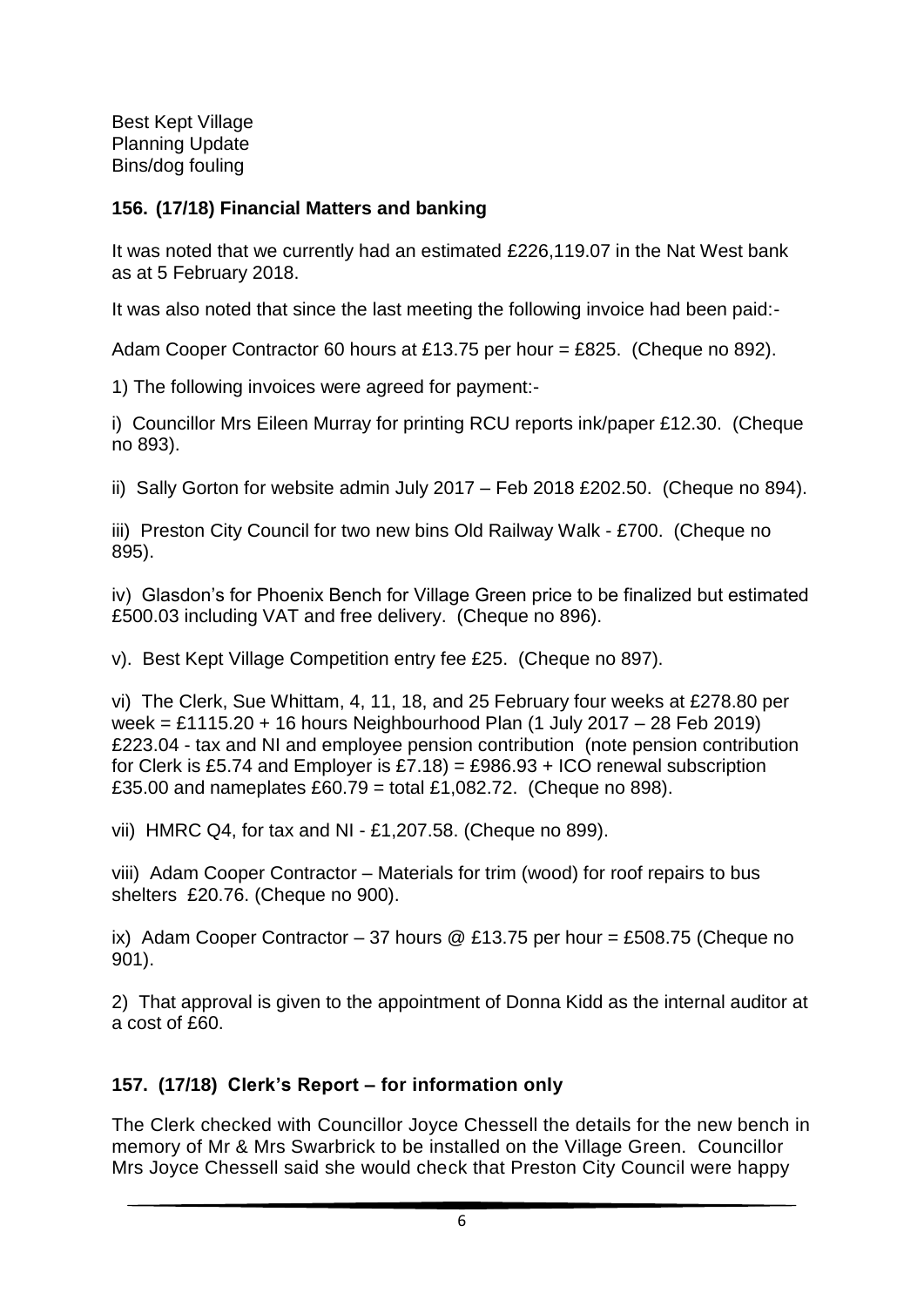Best Kept Village
Planning Update
Bins/dog fouling

### 156. (17/18) Financial Matters and banking

It was noted that we currently had an estimated £226,119.07 in the Nat West bank as at 5 February 2018.

It was also noted that since the last meeting the following invoice had been paid:-

Adam Cooper Contractor 60 hours at £13.75 per hour = £825. (Cheque no 892).

1) The following invoices were agreed for payment:-

i) Councillor Mrs Eileen Murray for printing RCU reports ink/paper £12.30. (Cheque no 893).

ii) Sally Gorton for website admin July 2017 – Feb 2018 £202.50. (Cheque no 894).

iii) Preston City Council for two new bins Old Railway Walk - £700. (Cheque no 895).

iv) Glasdon's for Phoenix Bench for Village Green price to be finalized but estimated £500.03 including VAT and free delivery. (Cheque no 896).

v). Best Kept Village Competition entry fee £25. (Cheque no 897).

vi) The Clerk, Sue Whittam, 4, 11, 18, and 25 February four weeks at £278.80 per week = £1115.20 + 16 hours Neighbourhood Plan (1 July 2017 – 28 Feb 2019) £223.04 - tax and NI and employee pension contribution (note pension contribution for Clerk is £5.74 and Employer is £7.18) = £986.93 + ICO renewal subscription £35.00 and nameplates £60.79 = total £1,082.72. (Cheque no 898).

vii) HMRC Q4, for tax and NI - £1,207.58. (Cheque no 899).

viii) Adam Cooper Contractor – Materials for trim (wood) for roof repairs to bus shelters £20.76. (Cheque no 900).

ix) Adam Cooper Contractor – 37 hours @ £13.75 per hour = £508.75 (Cheque no 901).

2) That approval is given to the appointment of Donna Kidd as the internal auditor at a cost of £60.

### 157. (17/18) Clerk's Report – for information only

The Clerk checked with Councillor Joyce Chessell the details for the new bench in memory of Mr & Mrs Swarbrick to be installed on the Village Green. Councillor Mrs Joyce Chessell said she would check that Preston City Council were happy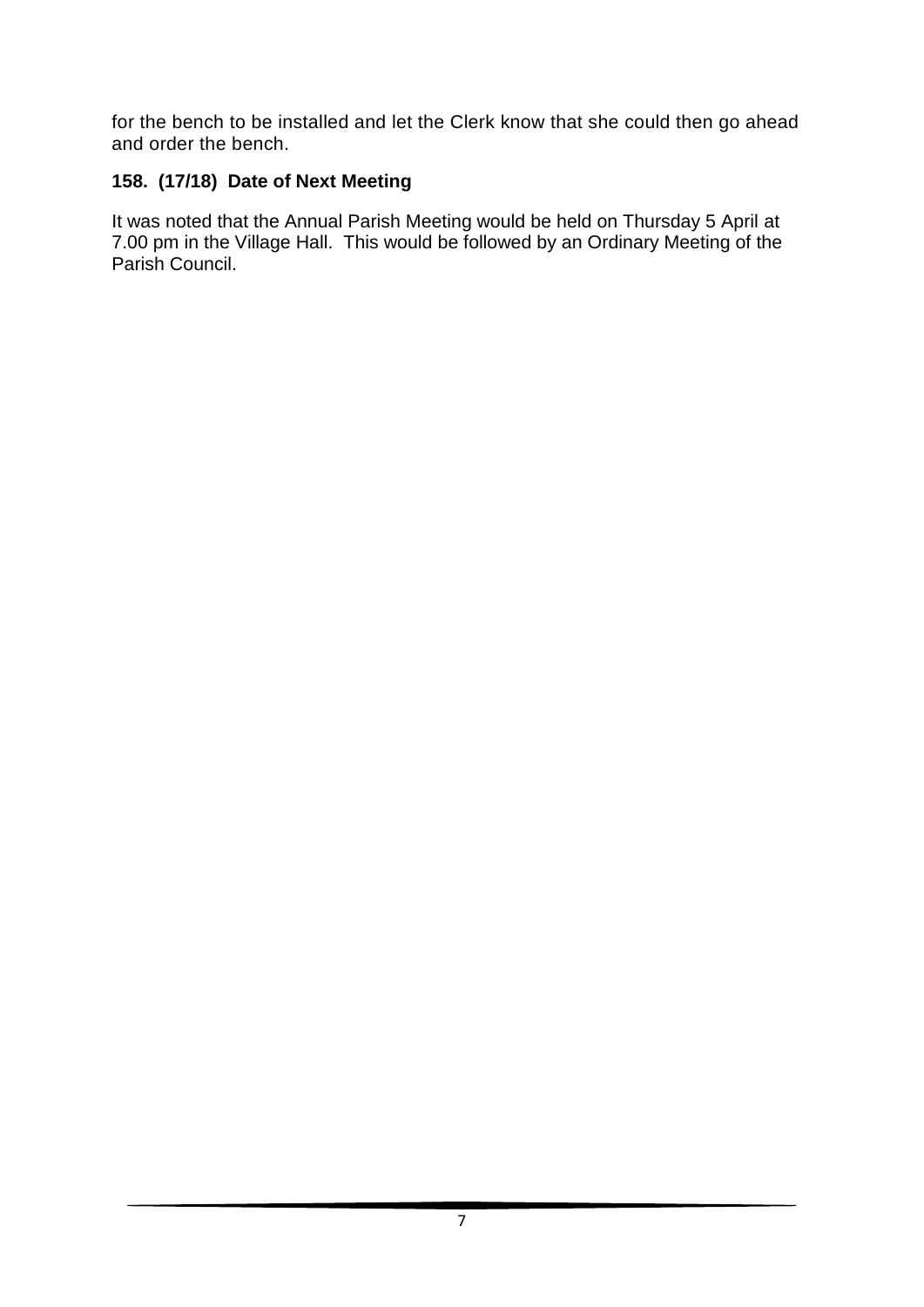for the bench to be installed and let the Clerk know that she could then go ahead and order the bench.

**158. (17/18) Date of Next Meeting**

It was noted that the Annual Parish Meeting would be held on Thursday 5 April at 7.00 pm in the Village Hall. This would be followed by an Ordinary Meeting of the Parish Council.